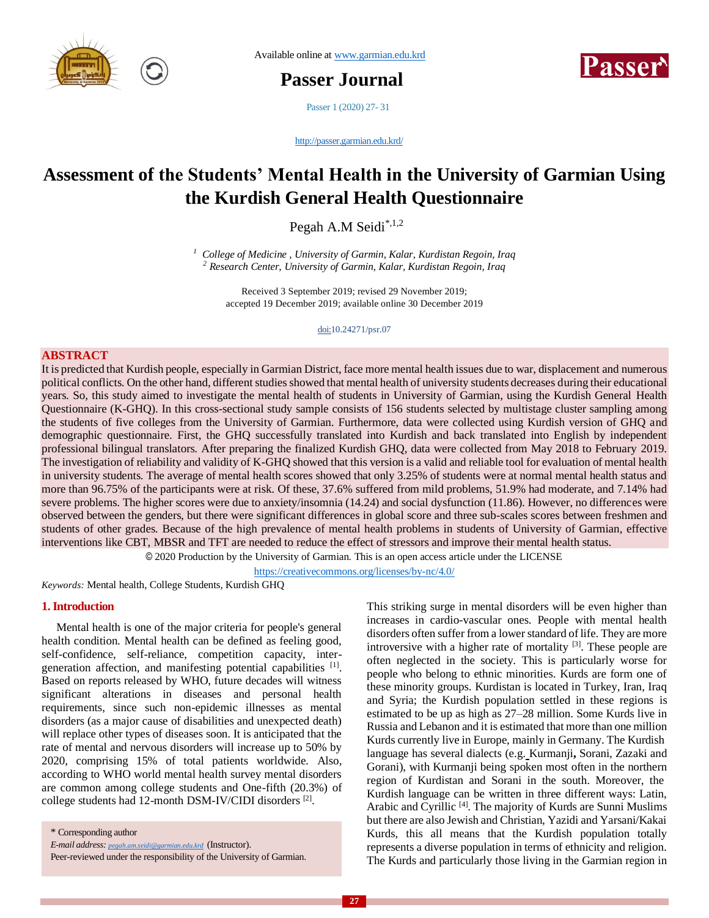Available online at www.garmian.edu.krd

**Passer Journal**

http://passer.garmian.edu.krd/

# Assessment of the Students' Mental Health in the University of Garmian Using the Kurdish General Health Questionnaire

Pegah A.M Seidi[*,1,2]

[1] *College of Medicine , University of Garmin, Kalar, Kurdistan Regoin, Iraq*
[2] *Research Center, University of Garmin, Kalar, Kurdistan Regoin, Iraq*

Received 3 September 2019; revised 29 November 2019; accepted 19 December 2019; available online 30 December 2019

doi:10.24271/psr.07

## ABSTRACT

It is predicted that Kurdish people, especially in Garmian District, face more mental health issues due to war, displacement and numerous political conflicts. On the other hand, different studies showed that mental health of university students decreases during their educational years. So, this study aimed to investigate the mental health of students in University of Garmian, using the Kurdish General Health Questionnaire (K-GHQ). In this cross-sectional study sample consists of 156 students selected by multistage cluster sampling among the students of five colleges from the University of Garmian. Furthermore, data were collected using Kurdish version of GHQ and demographic questionnaire. First, the GHQ successfully translated into Kurdish and back translated into English by independent professional bilingual translators. After preparing the finalized Kurdish GHQ, data were collected from May 2018 to February 2019. The investigation of reliability and validity of K-GHQ showed that this version is a valid and reliable tool for evaluation of mental health in university students. The average of mental health scores showed that only 3.25% of students were at normal mental health status and more than 96.75% of the participants were at risk. Of these, 37.6% suffered from mild problems, 51.9% had moderate, and 7.14% had severe problems. The higher scores were due to anxiety/insomnia (14.24) and social dysfunction (11.86). However, no differences were observed between the genders, but there were significant differences in global score and three sub-scales scores between freshmen and students of other grades. Because of the high prevalence of mental health problems in students of University of Garmian, effective interventions like CBT, MBSR and TFT are needed to reduce the effect of stressors and improve their mental health status.

© 2020 Production by the University of Garmian. This is an open access article under the LICENSE https://creativecommons.org/licenses/by-nc/4.0/

*Keywords:* Mental health, College Students, Kurdish GHQ

## 1. Introduction

Mental health is one of the major criteria for people's general health condition. Mental health can be defined as feeling good, self-confidence, self-reliance, competition capacity, inter-generation affection, and manifesting potential capabilities [1]. Based on reports released by WHO, future decades will witness significant alterations in diseases and personal health requirements, since such non-epidemic illnesses as mental disorders (as a major cause of disabilities and unexpected death) will replace other types of diseases soon. It is anticipated that the rate of mental and nervous disorders will increase up to 50% by 2020, comprising 15% of total patients worldwide. Also, according to WHO world mental health survey mental disorders are common among college students and One-fifth (20.3%) of college students had 12-month DSM-IV/CIDI disorders [2].

This striking surge in mental disorders will be even higher than increases in cardio-vascular ones. People with mental health disorders often suffer from a lower standard of life. They are more introversive with a higher rate of mortality [3]. These people are often neglected in the society. This is particularly worse for people who belong to ethnic minorities. Kurds are form one of these minority groups. Kurdistan is located in Turkey, Iran, Iraq and Syria; the Kurdish population settled in these regions is estimated to be up as high as 27–28 million. Some Kurds live in Russia and Lebanon and it is estimated that more than one million Kurds currently live in Europe, mainly in Germany. The Kurdish language has several dialects (e.g. Kurmanji, Sorani, Zazaki and Gorani), with Kurmanji being spoken most often in the northern region of Kurdistan and Sorani in the south. Moreover, the Kurdish language can be written in three different ways: Latin, Arabic and Cyrillic [4]. The majority of Kurds are Sunni Muslims but there are also Jewish and Christian, Yazidi and Yarsani/Kakai Kurds, this all means that the Kurdish population totally represents a diverse population in terms of ethnicity and religion. The Kurds and particularly those living in the Garmian region in

\* Corresponding author
*E-mail address:* pegah.am.seidi@garmian.edu.krd (Instructor).
Peer-reviewed under the responsibility of the University of Garmian.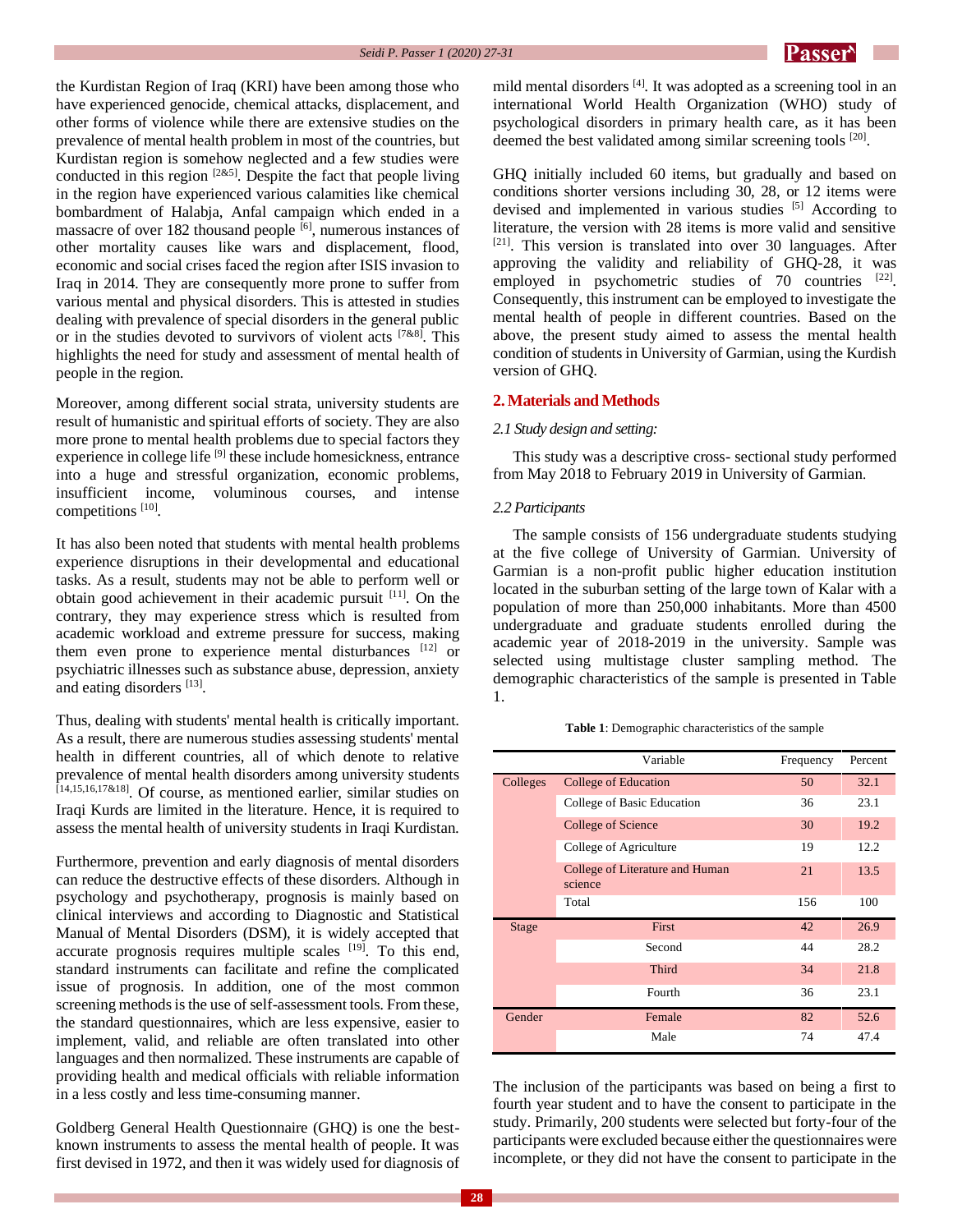the Kurdistan Region of Iraq (KRI) have been among those who have experienced genocide, chemical attacks, displacement, and other forms of violence while there are extensive studies on the prevalence of mental health problem in most of the countries, but Kurdistan region is somehow neglected and a few studies were conducted in this region [2&5]. Despite the fact that people living in the region have experienced various calamities like chemical bombardment of Halabja, Anfal campaign which ended in a massacre of over 182 thousand people [6], numerous instances of other mortality causes like wars and displacement, flood, economic and social crises faced the region after ISIS invasion to Iraq in 2014. They are consequently more prone to suffer from various mental and physical disorders. This is attested in studies dealing with prevalence of special disorders in the general public or in the studies devoted to survivors of violent acts [7&8]. This highlights the need for study and assessment of mental health of people in the region.

Moreover, among different social strata, university students are result of humanistic and spiritual efforts of society. They are also more prone to mental health problems due to special factors they experience in college life [9] these include homesickness, entrance into a huge and stressful organization, economic problems, insufficient income, voluminous courses, and intense competitions [10].

It has also been noted that students with mental health problems experience disruptions in their developmental and educational tasks. As a result, students may not be able to perform well or obtain good achievement in their academic pursuit [11]. On the contrary, they may experience stress which is resulted from academic workload and extreme pressure for success, making them even prone to experience mental disturbances [12] or psychiatric illnesses such as substance abuse, depression, anxiety and eating disorders [13].

Thus, dealing with students' mental health is critically important. As a result, there are numerous studies assessing students' mental health in different countries, all of which denote to relative prevalence of mental health disorders among university students [14,15,16,17&18]. Of course, as mentioned earlier, similar studies on Iraqi Kurds are limited in the literature. Hence, it is required to assess the mental health of university students in Iraqi Kurdistan.

Furthermore, prevention and early diagnosis of mental disorders can reduce the destructive effects of these disorders. Although in psychology and psychotherapy, prognosis is mainly based on clinical interviews and according to Diagnostic and Statistical Manual of Mental Disorders (DSM), it is widely accepted that accurate prognosis requires multiple scales [19]. To this end, standard instruments can facilitate and refine the complicated issue of prognosis. In addition, one of the most common screening methods is the use of self-assessment tools. From these, the standard questionnaires, which are less expensive, easier to implement, valid, and reliable are often translated into other languages and then normalized. These instruments are capable of providing health and medical officials with reliable information in a less costly and less time-consuming manner.

Goldberg General Health Questionnaire (GHQ) is one the best-known instruments to assess the mental health of people. It was first devised in 1972, and then it was widely used for diagnosis of mild mental disorders [4]. It was adopted as a screening tool in an international World Health Organization (WHO) study of psychological disorders in primary health care, as it has been deemed the best validated among similar screening tools [20].

GHQ initially included 60 items, but gradually and based on conditions shorter versions including 30, 28, or 12 items were devised and implemented in various studies [5] According to literature, the version with 28 items is more valid and sensitive [21]. This version is translated into over 30 languages. After approving the validity and reliability of GHQ-28, it was employed in psychometric studies of 70 countries [22]. Consequently, this instrument can be employed to investigate the mental health of people in different countries. Based on the above, the present study aimed to assess the mental health condition of students in University of Garmian, using the Kurdish version of GHQ.

## 2. Materials and Methods

### *2.1 Study design and setting:*

This study was a descriptive cross- sectional study performed from May 2018 to February 2019 in University of Garmian.

### *2.2 Participants*

The sample consists of 156 undergraduate students studying at the five college of University of Garmian. University of Garmian is a non-profit public higher education institution located in the suburban setting of the large town of Kalar with a population of more than 250,000 inhabitants. More than 4500 undergraduate and graduate students enrolled during the academic year of 2018-2019 in the university. Sample was selected using multistage cluster sampling method. The demographic characteristics of the sample is presented in Table 1.

**Table 1**: Demographic characteristics of the sample

| | Variable | Frequency | Percent |
|---|---|---|---|
| Colleges | College of Education | 50 | 32.1 |
| | College of Basic Education | 36 | 23.1 |
| | College of Science | 30 | 19.2 |
| | College of Agriculture | 19 | 12.2 |
| | College of Literature and Human science | 21 | 13.5 |
| | Total | 156 | 100 |
| Stage | First | 42 | 26.9 |
| | Second | 44 | 28.2 |
| | Third | 34 | 21.8 |
| | Fourth | 36 | 23.1 |
| Gender | Female | 82 | 52.6 |
| | Male | 74 | 47.4 |

The inclusion of the participants was based on being a first to fourth year student and to have the consent to participate in the study. Primarily, 200 students were selected but forty-four of the participants were excluded because either the questionnaires were incomplete, or they did not have the consent to participate in the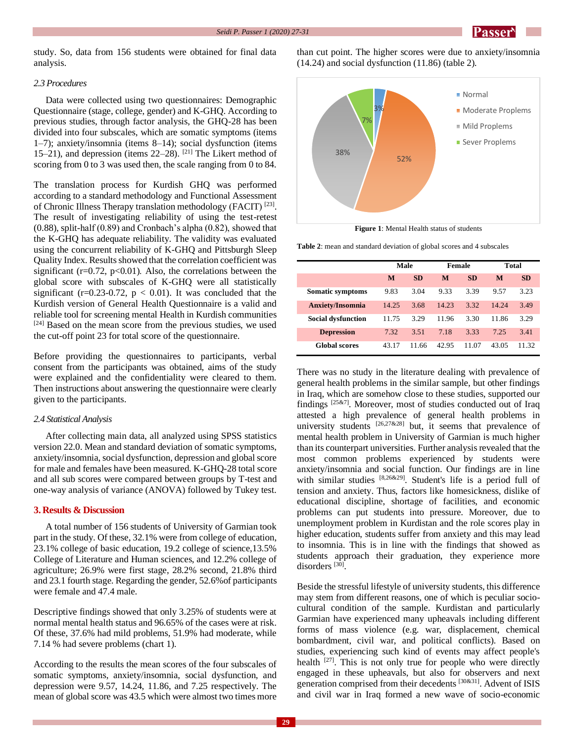study. So, data from 156 students were obtained for final data analysis.

*2.3 Procedures*

Data were collected using two questionnaires: Demographic Questionnaire (stage, college, gender) and K-GHQ. According to previous studies, through factor analysis, the GHQ-28 has been divided into four subscales, which are somatic symptoms (items 1–7); anxiety/insomnia (items 8–14); social dysfunction (items 15–21), and depression (items 22–28). [21] The Likert method of scoring from 0 to 3 was used then, the scale ranging from 0 to 84.

The translation process for Kurdish GHQ was performed according to a standard methodology and Functional Assessment of Chronic Illness Therapy translation methodology (FACIT) [23]. The result of investigating reliability of using the test-retest (0.88), split-half (0.89) and Cronbach's alpha (0.82), showed that the K-GHQ has adequate reliability. The validity was evaluated using the concurrent reliability of K-GHQ and Pittsburgh Sleep Quality Index. Results showed that the correlation coefficient was significant ($r=0.72$, $p<0.01$). Also, the correlations between the global score with subscales of K-GHQ were all statistically significant ($r=0.23$-$0.72$, $p < 0.01$). It was concluded that the Kurdish version of General Health Questionnaire is a valid and reliable tool for screening mental Health in Kurdish communities [24] Based on the mean score from the previous studies, we used the cut-off point 23 for total score of the questionnaire.

Before providing the questionnaires to participants, verbal consent from the participants was obtained, aims of the study were explained and the confidentiality were cleared to them. Then instructions about answering the questionnaire were clearly given to the participants.

*2.4 Statistical Analysis*

After collecting main data, all analyzed using SPSS statistics version 22.0. Mean and standard deviation of somatic symptoms, anxiety/insomnia, social dysfunction, depression and global score for male and females have been measured. K-GHQ-28 total score and all sub scores were compared between groups by T-test and one-way analysis of variance (ANOVA) followed by Tukey test.

## 3. Results & Discussion

A total number of 156 students of University of Garmian took part in the study. Of these, 32.1% were from college of education, 23.1% college of basic education, 19.2 college of science,13.5% College of Literature and Human sciences, and 12.2% college of agriculture; 26.9% were first stage, 28.2% second, 21.8% third and 23.1 fourth stage. Regarding the gender, 52.6%of participants were female and 47.4 male.

Descriptive findings showed that only 3.25% of students were at normal mental health status and 96.65% of the cases were at risk. Of these, 37.6% had mild problems, 51.9% had moderate, while 7.14 % had severe problems (chart 1).

According to the results the mean scores of the four subscales of somatic symptoms, anxiety/insomnia, social dysfunction, and depression were 9.57, 14.24, 11.86, and 7.25 respectively. The mean of global score was 43.5 which were almost two times more than cut point. The higher scores were due to anxiety/insomnia (14.24) and social dysfunction (11.86) (table 2).

Normal: 3% | Moderate Proplems: 52% | Mild Proplems: 38% | Sever Proplems: 7%

**Figure 1**: Mental Health status of students

**Table 2**: mean and standard deviation of global scores and 4 subscales

| | Male | | Female | | Total | |
|---|---|---|---|---|---|---|
| | **M** | **SD** | **M** | **SD** | **M** | **SD** |
| **Somatic symptoms** | 9.83 | 3.04 | 9.33 | 3.39 | 9.57 | 3.23 |
| **Anxiety/Insomnia** | 14.25 | 3.68 | 14.23 | 3.32 | 14.24 | 3.49 |
| **Social dysfunction** | 11.75 | 3.29 | 11.96 | 3.30 | 11.86 | 3.29 |
| **Depression** | 7.32 | 3.51 | 7.18 | 3.33 | 7.25 | 3.41 |
| **Global scores** | 43.17 | 11.66 | 42.95 | 11.07 | 43.05 | 11.32 |

There was no study in the literature dealing with prevalence of general health problems in the similar sample, but other findings in Iraq, which are somehow close to these studies, supported our findings [25&7]. Moreover, most of studies conducted out of Iraq attested a high prevalence of general health problems in university students [26,27&28] but, it seems that prevalence of mental health problem in University of Garmian is much higher than its counterpart universities. Further analysis revealed that the most common problems experienced by students were anxiety/insomnia and social function. Our findings are in line with similar studies [8,26&29]. Student's life is a period full of tension and anxiety. Thus, factors like homesickness, dislike of educational discipline, shortage of facilities, and economic problems can put students into pressure. Moreover, due to unemployment problem in Kurdistan and the role scores play in higher education, students suffer from anxiety and this may lead to insomnia. This is in line with the findings that showed as students approach their graduation, they experience more disorders [30].

Beside the stressful lifestyle of university students, this difference may stem from different reasons, one of which is peculiar socio-cultural condition of the sample. Kurdistan and particularly Garmian have experienced many upheavals including different forms of mass violence (e.g. war, displacement, chemical bombardment, civil war, and political conflicts). Based on studies, experiencing such kind of events may affect people's health [27]. This is not only true for people who were directly engaged in these upheavals, but also for observers and next generation comprised from their decedents [30&31]. Advent of ISIS and civil war in Iraq formed a new wave of socio-economic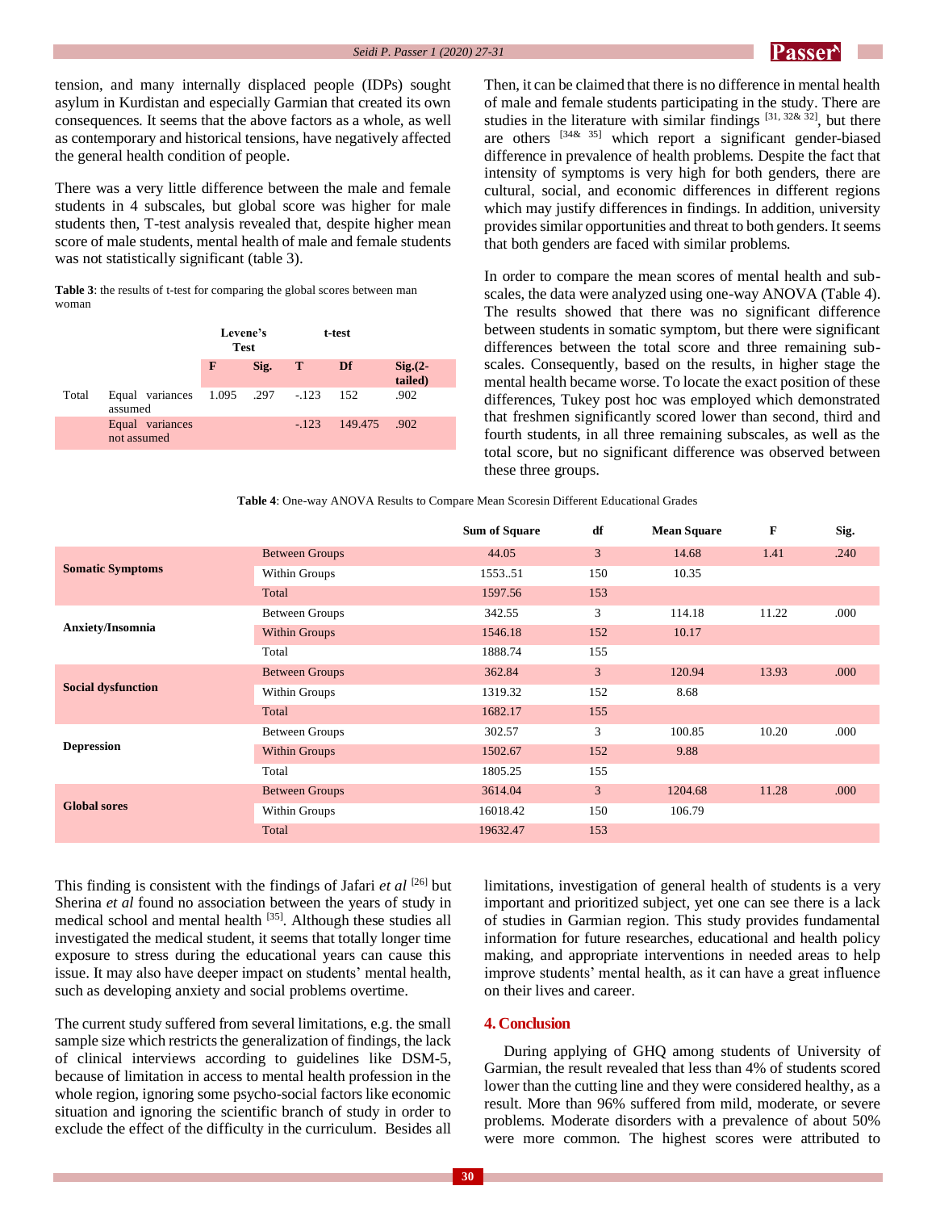tension, and many internally displaced people (IDPs) sought asylum in Kurdistan and especially Garmian that created its own consequences. It seems that the above factors as a whole, as well as contemporary and historical tensions, have negatively affected the general health condition of people.

There was a very little difference between the male and female students in 4 subscales, but global score was higher for male students then, T-test analysis revealed that, despite higher mean score of male students, mental health of male and female students was not statistically significant (table 3).

**Table 3**: the results of t-test for comparing the global scores between man woman

| | | Levene's Test | | t-test | | |
|---|---|---|---|---|---|---|
| | | **F** | **Sig.** | **T** | **Df** | **Sig.(2-tailed)** |
| Total | Equal variances assumed | 1.095 | .297 | -.123 | 152 | .902 |
| | Equal variances not assumed | | | -.123 | 149.475 | .902 |

Then, it can be claimed that there is no difference in mental health of male and female students participating in the study. There are studies in the literature with similar findings [31, 32& 32], but there are others [34& 35] which report a significant gender-biased difference in prevalence of health problems. Despite the fact that intensity of symptoms is very high for both genders, there are cultural, social, and economic differences in different regions which may justify differences in findings. In addition, university provides similar opportunities and threat to both genders. It seems that both genders are faced with similar problems.

In order to compare the mean scores of mental health and sub-scales, the data were analyzed using one-way ANOVA (Table 4). The results showed that there was no significant difference between students in somatic symptom, but there were significant differences between the total score and three remaining sub-scales. Consequently, based on the results, in higher stage the mental health became worse. To locate the exact position of these differences, Tukey post hoc was employed which demonstrated that freshmen significantly scored lower than second, third and fourth students, in all three remaining subscales, as well as the total score, but no significant difference was observed between these three groups.

**Table 4**: One-way ANOVA Results to Compare Mean Scoresin Different Educational Grades

| | | Sum of Square | df | Mean Square | F | Sig. |
|---|---|---|---|---|---|---|
| **Somatic Symptoms** | Between Groups | 44.05 | 3 | 14.68 | 1.41 | .240 |
| | Within Groups | 1553..51 | 150 | 10.35 | | |
| | Total | 1597.56 | 153 | | | |
| **Anxiety/Insomnia** | Between Groups | 342.55 | 3 | 114.18 | 11.22 | .000 |
| | Within Groups | 1546.18 | 152 | 10.17 | | |
| | Total | 1888.74 | 155 | | | |
| **Social dysfunction** | Between Groups | 362.84 | 3 | 120.94 | 13.93 | .000 |
| | Within Groups | 1319.32 | 152 | 8.68 | | |
| | Total | 1682.17 | 155 | | | |
| **Depression** | Between Groups | 302.57 | 3 | 100.85 | 10.20 | .000 |
| | Within Groups | 1502.67 | 152 | 9.88 | | |
| | Total | 1805.25 | 155 | | | |
| **Global sores** | Between Groups | 3614.04 | 3 | 1204.68 | 11.28 | .000 |
| | Within Groups | 16018.42 | 150 | 106.79 | | |
| | Total | 19632.47 | 153 | | | |

This finding is consistent with the findings of Jafari *et al* [26] but Sherina *et al* found no association between the years of study in medical school and mental health [35]. Although these studies all investigated the medical student, it seems that totally longer time exposure to stress during the educational years can cause this issue. It may also have deeper impact on students' mental health, such as developing anxiety and social problems overtime.

The current study suffered from several limitations, e.g. the small sample size which restricts the generalization of findings, the lack of clinical interviews according to guidelines like DSM-5, because of limitation in access to mental health profession in the whole region, ignoring some psycho-social factors like economic situation and ignoring the scientific branch of study in order to exclude the effect of the difficulty in the curriculum. Besides all limitations, investigation of general health of students is a very important and prioritized subject, yet one can see there is a lack of studies in Garmian region. This study provides fundamental information for future researches, educational and health policy making, and appropriate interventions in needed areas to help improve students' mental health, as it can have a great influence on their lives and career.

## 4. Conclusion

During applying of GHQ among students of University of Garmian, the result revealed that less than 4% of students scored lower than the cutting line and they were considered healthy, as a result. More than 96% suffered from mild, moderate, or severe problems. Moderate disorders with a prevalence of about 50% were more common. The highest scores were attributed to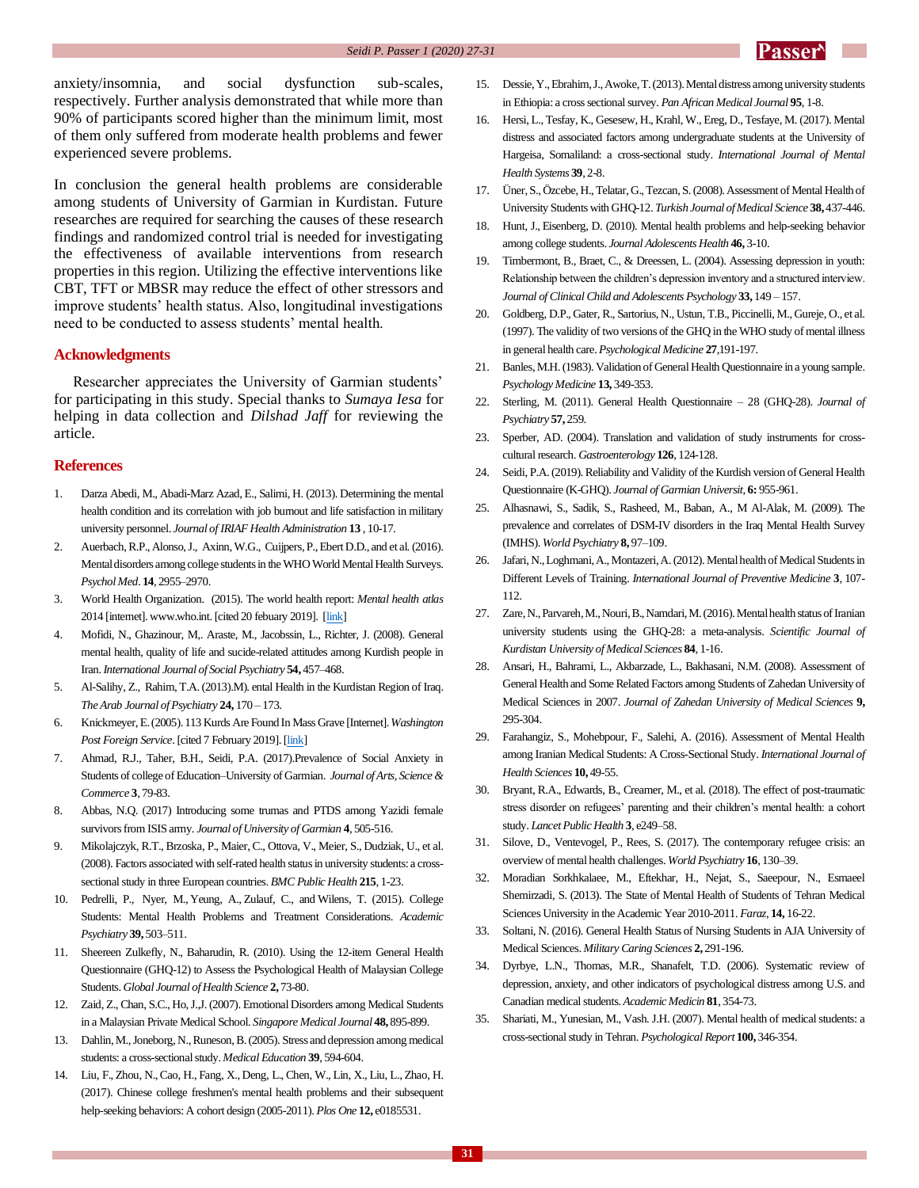anxiety/insomnia, and social dysfunction sub-scales, respectively. Further analysis demonstrated that while more than 90% of participants scored higher than the minimum limit, most of them only suffered from moderate health problems and fewer experienced severe problems.

In conclusion the general health problems are considerable among students of University of Garmian in Kurdistan. Future researches are required for searching the causes of these research findings and randomized control trial is needed for investigating the effectiveness of available interventions from research properties in this region. Utilizing the effective interventions like CBT, TFT or MBSR may reduce the effect of other stressors and improve students' health status. Also, longitudinal investigations need to be conducted to assess students' mental health.

## Acknowledgments

Researcher appreciates the University of Garmian students' for participating in this study. Special thanks to *Sumaya Iesa* for helping in data collection and *Dilshad Jaff* for reviewing the article.

## References

1. Darza Abedi, M., Abadi-Marz Azad, E., Salimi, H. (2013). Determining the mental health condition and its correlation with job burnout and life satisfaction in military university personnel. *Journal of IRIAF Health Administration* **13** , 10-17.
2. Auerbach, R.P., Alonso, J., Axinn, W.G., Cuijpers, P., Ebert D.D., and et al. (2016). Mental disorders among college students in the WHO World Mental Health Surveys. *Psychol Med*. **14**, 2955–2970.
3. World Health Organization. (2015). The world health report: *Mental health atlas* 2014 [internet]. www.who.int. [cited 20 febuary 2019]. [link]
4. Mofidi, N., Ghazinour, M,. Araste, M., Jacobssin, L., Richter, J. (2008). General mental health, quality of life and sucide-related attitudes among Kurdish people in Iran. *International Journal of Social Psychiatry* **54,** 457–468.
5. Al-Salihy, Z., Rahim, T.A. (2013).M). ental Health in the Kurdistan Region of Iraq. *The Arab Journal of Psychiatry* **24,** 170 – 173.
6. Knickmeyer, E. (2005). 113 Kurds Are Found In Mass Grave [Internet]. *Washington Post Foreign Service*. [cited 7 February 2019]. [link]
7. Ahmad, R.J., Taher, B.H., Seidi, P.A. (2017).Prevalence of Social Anxiety in Students of college of Education–University of Garmian. *Journal of Arts, Science & Commerce* **3**, 79-83.
8. Abbas, N.Q. (2017) Introducing some trumas and PTDS among Yazidi female survivors from ISIS army. *Journal of University of Garmian* **4**, 505-516.
9. Mikolajczyk, R.T., Brzoska, P., Maier, C., Ottova, V., Meier, S., Dudziak, U., et al. (2008). Factors associated with self-rated health status in university students: a cross-sectional study in three European countries. *BMC Public Health* **215**, 1-23.
10. Pedrelli, P., Nyer, M., Yeung, A., Zulauf, C., and Wilens, T. (2015). College Students: Mental Health Problems and Treatment Considerations. *Academic Psychiatry* **39,** 503–511.
11. Sheereen Zulkefly, N., Baharudin, R. (2010). Using the 12-item General Health Questionnaire (GHQ-12) to Assess the Psychological Health of Malaysian College Students. *Global Journal of Health Science* **2,** 73-80.
12. Zaid, Z., Chan, S.C., Ho, J.,J. (2007). Emotional Disorders among Medical Students in a Malaysian Private Medical School. *Singapore Medical Journal* **48,** 895-899.
13. Dahlin, M., Joneborg, N., Runeson, B. (2005). Stress and depression among medical students: a cross-sectional study. *Medical Education* **39**, 594-604.
14. Liu, F., Zhou, N., Cao, H., Fang, X., Deng, L., Chen, W., Lin, X., Liu, L., Zhao, H. (2017). Chinese college freshmen's mental health problems and their subsequent help-seeking behaviors: A cohort design (2005-2011). *Plos One* **12,** e0185531.
15. Dessie, Y., Ebrahim, J., Awoke, T. (2013). Mental distress among university students in Ethiopia: a cross sectional survey. *Pan African Medical Journal* **95**, 1-8.
16. Hersi, L., Tesfay, K., Gesesew, H., Krahl, W., Ereg, D., Tesfaye, M. (2017). Mental distress and associated factors among undergraduate students at the University of Hargeisa, Somaliland: a cross-sectional study. *International Journal of Mental Health Systems* **39**, 2-8.
17. Üner, S., Özcebe, H., Telatar, G., Tezcan, S. (2008). Assessment of Mental Health of University Students with GHQ-12. *Turkish Journal of Medical Science* **38,** 437-446.
18. Hunt, J., Eisenberg, D. (2010). Mental health problems and help-seeking behavior among college students. *Journal Adolescents Health* **46,** 3-10.
19. Timbermont, B., Braet, C., & Dreessen, L. (2004). Assessing depression in youth: Relationship between the children's depression inventory and a structured interview. *Journal of Clinical Child and Adolescents Psychology* **33,** 149 – 157.
20. Goldberg, D.P., Gater, R., Sartorius, N., Ustun, T.B., Piccinelli, M., Gureje, O., et al. (1997). The validity of two versions of the GHQ in the WHO study of mental illness in general health care. *Psychological Medicine* **27**,191-197.
21. Banles, M.H. (1983). Validation of General Health Questionnaire in a young sample. *Psychology Medicine* **13,** 349-353.
22. Sterling, M. (2011). General Health Questionnaire – 28 (GHQ-28). *Journal of Psychiatry* **57,** 259.
23. Sperber, AD. (2004). Translation and validation of study instruments for cross-cultural research. *Gastroenterology* **126**, 124-128.
24. Seidi, P.A. (2019). Reliability and Validity of the Kurdish version of General Health Questionnaire (K-GHQ). *Journal of Garmian Universit,* **6:** 955-961.
25. Alhasnawi, S., Sadik, S., Rasheed, M., Baban, A., M Al-Alak, M. (2009). The prevalence and correlates of DSM-IV disorders in the Iraq Mental Health Survey (IMHS). *World Psychiatry* **8,** 97–109.
26. Jafari, N., Loghmani, A., Montazeri, A. (2012). Mental health of Medical Students in Different Levels of Training. *International Journal of Preventive Medicine* **3**, 107-112.
27. Zare, N., Parvareh, M., Nouri, B., Namdari, M. (2016). Mental health status of Iranian university students using the GHQ-28: a meta-analysis. *Scientific Journal of Kurdistan University of Medical Sciences* **84**, 1-16.
28. Ansari, H., Bahrami, L., Akbarzade, L., Bakhasani, N.M. (2008). Assessment of General Health and Some Related Factors among Students of Zahedan University of Medical Sciences in 2007. *Journal of Zahedan University of Medical Sciences* **9,** 295-304.
29. Farahangiz, S., Mohebpour, F., Salehi, A. (2016). Assessment of Mental Health among Iranian Medical Students: A Cross-Sectional Study. *International Journal of Health Sciences* **10,** 49-55.
30. Bryant, R.A., Edwards, B., Creamer, M., et al. (2018). The effect of post-traumatic stress disorder on refugees' parenting and their children's mental health: a cohort study. *Lancet Public Health* **3**, e249–58.
31. Silove, D., Ventevogel, P., Rees, S. (2017). The contemporary refugee crisis: an overview of mental health challenges. *World Psychiatry* **16**, 130–39.
32. Moradian Sorkhkalaee, M., Eftekhar, H., Nejat, S., Saeepour, N., Esmaeel Shemirzadi, S. (2013). The State of Mental Health of Students of Tehran Medical Sciences University in the Academic Year 2010-2011. *Faraz,* **14,** 16-22.
33. Soltani, N. (2016). General Health Status of Nursing Students in AJA University of Medical Sciences. *Military Caring Sciences* **2,** 291-196.
34. Dyrbye, L.N., Thomas, M.R., Shanafelt, T.D. (2006). Systematic review of depression, anxiety, and other indicators of psychological distress among U.S. and Canadian medical students. *Academic Medicin* **81**, 354-73.
35. Shariati, M., Yunesian, M., Vash. J.H. (2007). Mental health of medical students: a cross-sectional study in Tehran. *Psychological Report* **100,** 346-354.